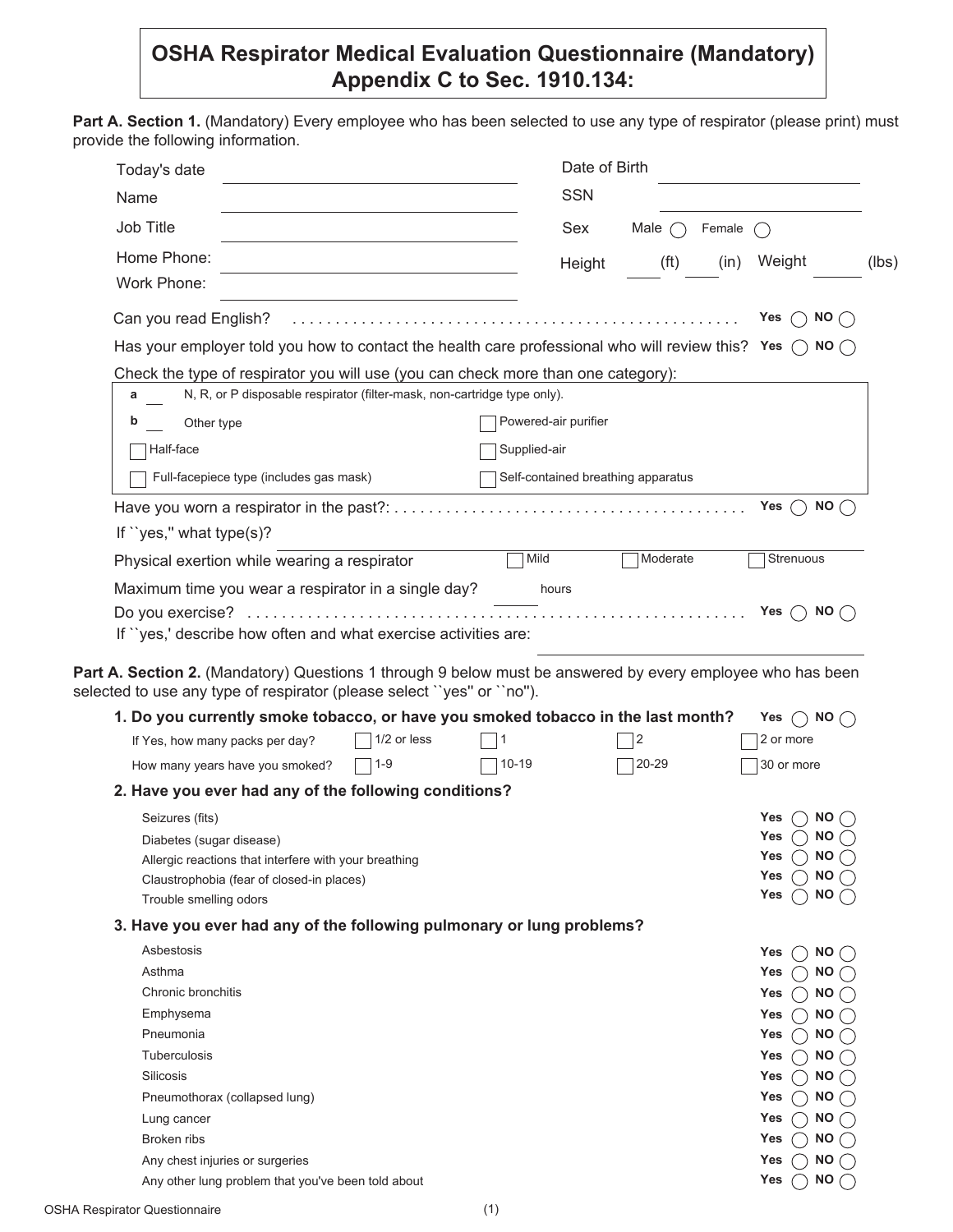# OSHA Respirator Medical Evaluation Questionnaire (Mandatory) Appendix C to Sec. 1910.134:

**Part A. Section 1.** (Mandatory) Every employee who has been selected to use any type of respirator (please print) must provide the following information.

Today's date ____________________ Date of Birth ____________________

Name ____________________ SSN ____________________

Job Title ____________________ Sex Male ◯ Female ◯

Home Phone: ____________________ Height ____ (ft) ____ (in) Weight ____ (lbs)

Work Phone: ____________________

Can you read English? . . . . . . . . . . . . . . . . . . . . . . . . . . . . . . . . . . . . . . . . . . . . . . . . . . . **Yes** ◯ **NO** ◯

Has your employer told you how to contact the health care professional who will review this? **Yes** ◯ **NO** ◯

Check the type of respirator you will use (you can check more than one category):

**a** ___ N, R, or P disposable respirator (filter-mask, non-cartridge type only).

**b** ___ Other type

- ☐ Half-face
- ☐ Full-facepiece type (includes gas mask)
- ☐ Powered-air purifier
- ☐ Supplied-air
- ☐ Self-contained breathing apparatus

Have you worn a respirator in the past?: . . . . . . . . . . . . . . . . . . . . . . . . . . . . . . . . . . . . . . . . **Yes** ◯ **NO** ◯

If ``yes,'' what type(s)? ____________________

Physical exertion while wearing a respirator ☐ Mild ☐ Moderate ☐ Strenuous

Maximum time you wear a respirator in a single day? ____ hours

Do you exercise? . . . . . . . . . . . . . . . . . . . . . . . . . . . . . . . . . . . . . . . . . . . . . . . . . . . . . . . . **Yes** ◯ **NO** ◯

If ``yes,' describe how often and what exercise activities are: ____________________

**Part A. Section 2.** (Mandatory) Questions 1 through 9 below must be answered by every employee who has been selected to use any type of respirator (please select ``yes'' or ``no'').

**1. Do you currently smoke tobacco, or have you smoked tobacco in the last month?** **Yes** ◯ **NO** ◯

If Yes, how many packs per day? ☐ 1/2 or less ☐ 1 ☐ 2 ☐ 2 or more

How many years have you smoked? ☐ 1-9 ☐ 10-19 ☐ 20-29 ☐ 30 or more

**2. Have you ever had any of the following conditions?**

- Seizures (fits) **Yes** ◯ **NO** ◯
- Diabetes (sugar disease) **Yes** ◯ **NO** ◯
- Allergic reactions that interfere with your breathing **Yes** ◯ **NO** ◯
- Claustrophobia (fear of closed-in places) **Yes** ◯ **NO** ◯
- Trouble smelling odors **Yes** ◯ **NO** ◯

**3. Have you ever had any of the following pulmonary or lung problems?**

- Asbestosis **Yes** ◯ **NO** ◯
- Asthma **Yes** ◯ **NO** ◯
- Chronic bronchitis **Yes** ◯ **NO** ◯
- Emphysema **Yes** ◯ **NO** ◯
- Pneumonia **Yes** ◯ **NO** ◯
- Tuberculosis **Yes** ◯ **NO** ◯
- Silicosis **Yes** ◯ **NO** ◯
- Pneumothorax (collapsed lung) **Yes** ◯ **NO** ◯
- Lung cancer **Yes** ◯ **NO** ◯
- Broken ribs **Yes** ◯ **NO** ◯
- Any chest injuries or surgeries **Yes** ◯ **NO** ◯
- Any other lung problem that you've been told about **Yes** ◯ **NO** ◯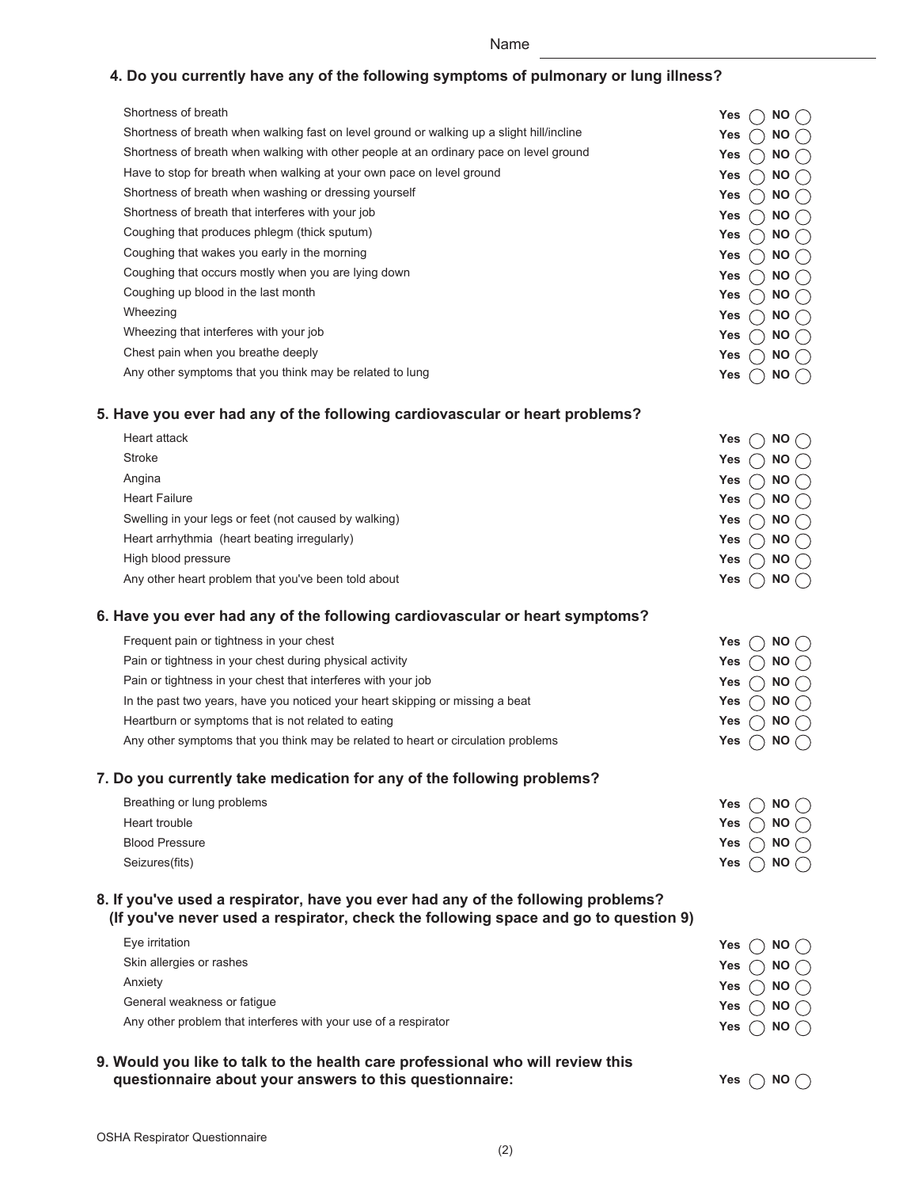Name

## 4. Do you currently have any of the following symptoms of pulmonary or lung illness?

| | |
|---|---|
| Shortness of breath | Yes ◯ NO ◯ |
| Shortness of breath when walking fast on level ground or walking up a slight hill/incline | Yes ◯ NO ◯ |
| Shortness of breath when walking with other people at an ordinary pace on level ground | Yes ◯ NO ◯ |
| Have to stop for breath when walking at your own pace on level ground | Yes ◯ NO ◯ |
| Shortness of breath when washing or dressing yourself | Yes ◯ NO ◯ |
| Shortness of breath that interferes with your job | Yes ◯ NO ◯ |
| Coughing that produces phlegm (thick sputum) | Yes ◯ NO ◯ |
| Coughing that wakes you early in the morning | Yes ◯ NO ◯ |
| Coughing that occurs mostly when you are lying down | Yes ◯ NO ◯ |
| Coughing up blood in the last month | Yes ◯ NO ◯ |
| Wheezing | Yes ◯ NO ◯ |
| Wheezing that interferes with your job | Yes ◯ NO ◯ |
| Chest pain when you breathe deeply | Yes ◯ NO ◯ |
| Any other symptoms that you think may be related to lung | Yes ◯ NO ◯ |

## 5. Have you ever had any of the following cardiovascular or heart problems?

| | |
|---|---|
| Heart attack | Yes ◯ NO ◯ |
| Stroke | Yes ◯ NO ◯ |
| Angina | Yes ◯ NO ◯ |
| Heart Failure | Yes ◯ NO ◯ |
| Swelling in your legs or feet (not caused by walking) | Yes ◯ NO ◯ |
| Heart arrhythmia (heart beating irregularly) | Yes ◯ NO ◯ |
| High blood pressure | Yes ◯ NO ◯ |
| Any other heart problem that you've been told about | Yes ◯ NO ◯ |

## 6. Have you ever had any of the following cardiovascular or heart symptoms?

| | |
|---|---|
| Frequent pain or tightness in your chest | Yes ◯ NO ◯ |
| Pain or tightness in your chest during physical activity | Yes ◯ NO ◯ |
| Pain or tightness in your chest that interferes with your job | Yes ◯ NO ◯ |
| In the past two years, have you noticed your heart skipping or missing a beat | Yes ◯ NO ◯ |
| Heartburn or symptoms that is not related to eating | Yes ◯ NO ◯ |
| Any other symptoms that you think may be related to heart or circulation problems | Yes ◯ NO ◯ |

## 7. Do you currently take medication for any of the following problems?

| | |
|---|---|
| Breathing or lung problems | Yes ◯ NO ◯ |
| Heart trouble | Yes ◯ NO ◯ |
| Blood Pressure | Yes ◯ NO ◯ |
| Seizures(fits) | Yes ◯ NO ◯ |

## 8. If you've used a respirator, have you ever had any of the following problems? (If you've never used a respirator, check the following space and go to question 9)

| | |
|---|---|
| Eye irritation | Yes ◯ NO ◯ |
| Skin allergies or rashes | Yes ◯ NO ◯ |
| Anxiety | Yes ◯ NO ◯ |
| General weakness or fatigue | Yes ◯ NO ◯ |
| Any other problem that interferes with your use of a respirator | Yes ◯ NO ◯ |

## 9. Would you like to talk to the health care professional who will review this questionnaire about your answers to this questionnaire:

Yes ◯ NO ◯

OSHA Respirator Questionnaire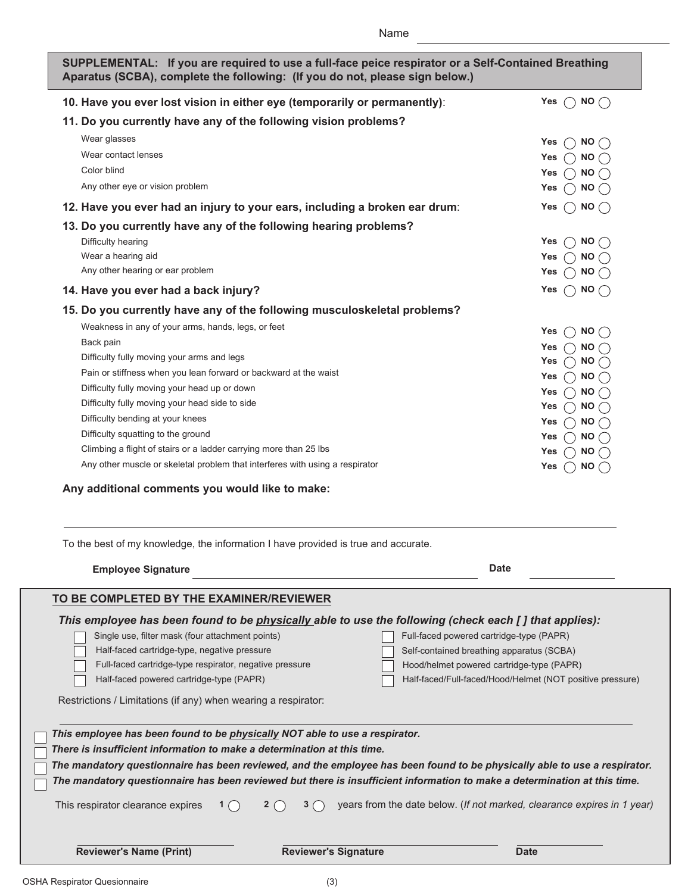Name

**SUPPLEMENTAL: If you are required to use a full-face peice respirator or a Self-Contained Breathing Aparatus (SCBA), complete the following: (If you do not, please sign below.)**

**10. Have you ever lost vision in either eye (temporarily or permanently)**: Yes ◯ NO ◯

**11. Do you currently have any of the following vision problems?**

| | |
|---|---|
| Wear glasses | Yes ◯ NO ◯ |
| Wear contact lenses | Yes ◯ NO ◯ |
| Color blind | Yes ◯ NO ◯ |
| Any other eye or vision problem | Yes ◯ NO ◯ |

**12. Have you ever had an injury to your ears, including a broken ear drum**: Yes ◯ NO ◯

**13. Do you currently have any of the following hearing problems?**

| | |
|---|---|
| Difficulty hearing | Yes ◯ NO ◯ |
| Wear a hearing aid | Yes ◯ NO ◯ |
| Any other hearing or ear problem | Yes ◯ NO ◯ |

**14. Have you ever had a back injury?** Yes ◯ NO ◯

**15. Do you currently have any of the following musculoskeletal problems?**

| | |
|---|---|
| Weakness in any of your arms, hands, legs, or feet | Yes ◯ NO ◯ |
| Back pain | Yes ◯ NO ◯ |
| Difficulty fully moving your arms and legs | Yes ◯ NO ◯ |
| Pain or stiffness when you lean forward or backward at the waist | Yes ◯ NO ◯ |
| Difficulty fully moving your head up or down | Yes ◯ NO ◯ |
| Difficulty fully moving your head side to side | Yes ◯ NO ◯ |
| Difficulty bending at your knees | Yes ◯ NO ◯ |
| Difficulty squatting to the ground | Yes ◯ NO ◯ |
| Climbing a flight of stairs or a ladder carrying more than 25 lbs | Yes ◯ NO ◯ |
| Any other muscle or skeletal problem that interferes with using a respirator | Yes ◯ NO ◯ |

**Any additional comments you would like to make:**

To the best of my knowledge, the information I have provided is true and accurate.

**Employee Signature** \_\_\_\_\_\_\_\_\_\_\_\_\_\_\_\_\_\_\_\_ **Date** \_\_\_\_\_\_\_\_\_\_

## TO BE COMPLETED BY THE EXAMINER/REVIEWER

***This employee has been found to be physically able to use the following (check each [ ] that applies):***

- [ ] Single use, filter mask (four attachment points)
- [ ] Half-faced cartridge-type, negative pressure
- [ ] Full-faced cartridge-type respirator, negative pressure
- [ ] Half-faced powered cartridge-type (PAPR)
- [ ] Full-faced powered cartridge-type (PAPR)
- [ ] Self-contained breathing apparatus (SCBA)
- [ ] Hood/helmet powered cartridge-type (PAPR)
- [ ] Half-faced/Full-faced/Hood/Helmet (NOT positive pressure)

Restrictions / Limitations (if any) when wearing a respirator:

- [ ] ***This employee has been found to be physically NOT able to use a respirator.***
- [ ] ***There is insufficient information to make a determination at this time.***
- [ ] ***The mandatory questionnaire has been reviewed, and the employee has been found to be physically able to use a respirator.***
- [ ] ***The mandatory questionnaire has been reviewed but there is insufficient information to make a determination at this time.***

This respirator clearance expires 1 ◯ 2 ◯ 3 ◯ years from the date below. (*If not marked, clearance expires in 1 year*)

**Reviewer's Name (Print)** \_\_\_\_\_\_\_\_\_\_ **Reviewer's Signature** \_\_\_\_\_\_\_\_\_\_ **Date** \_\_\_\_\_\_\_\_\_\_

OSHA Respirator Quesionnaire